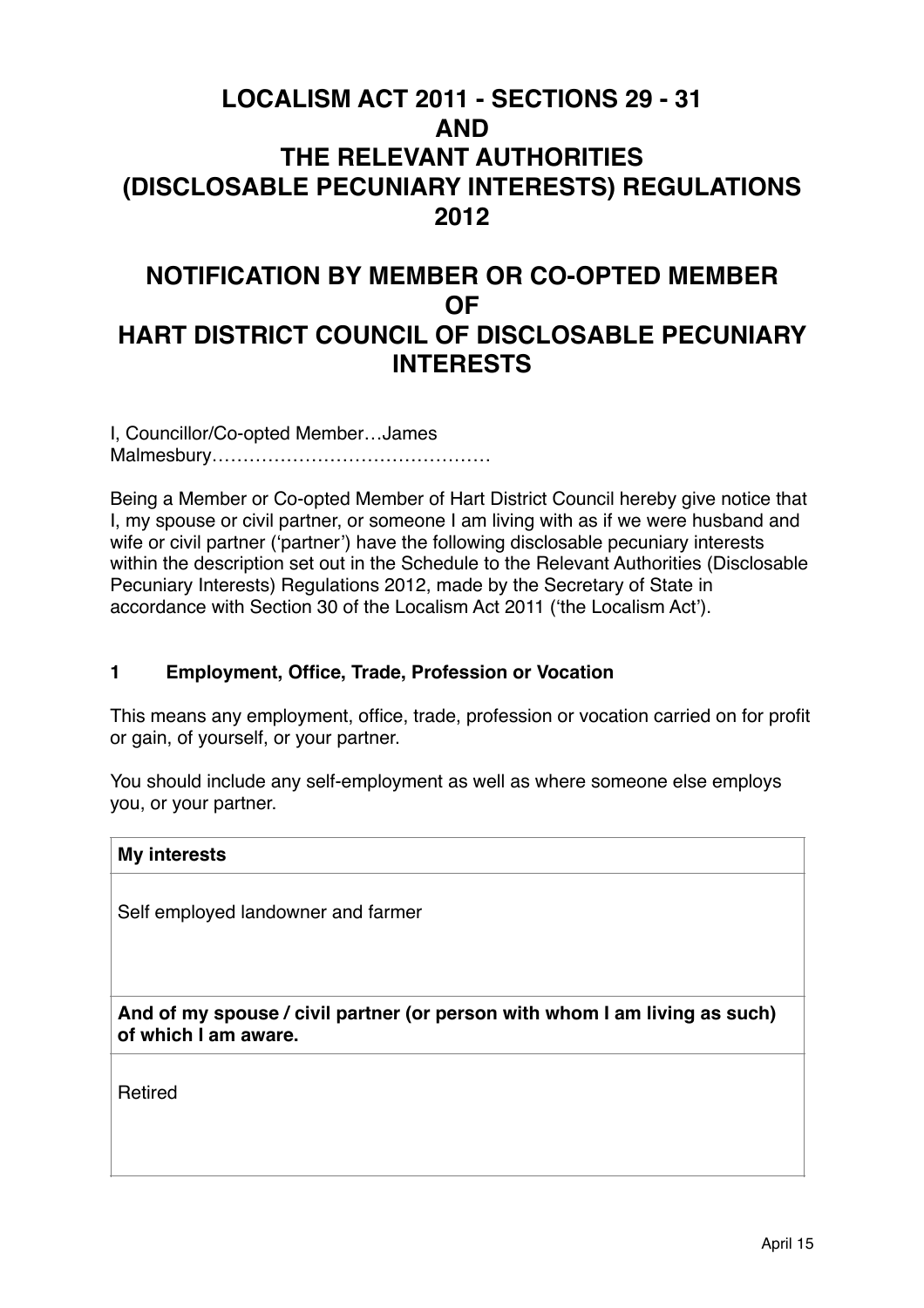# LOCALISM ACT 2011 - SECTIONS 29 - 31 AND THE RELEVANT AUTHORITIES (DISCLOSABLE PECUNIARY INTERESTS) REGULATIONS 2012

# NOTIFICATION BY MEMBER OR CO-OPTED MEMBER OF HART DISTRICT COUNCIL OF DISCLOSABLE PECUNIARY INTERESTS

I, Councillor/Co-opted Member…James Malmesbury………………………………………

Being a Member or Co-opted Member of Hart District Council hereby give notice that I, my spouse or civil partner, or someone I am living with as if we were husband and wife or civil partner ('partner') have the following disclosable pecuniary interests within the description set out in the Schedule to the Relevant Authorities (Disclosable Pecuniary Interests) Regulations 2012, made by the Secretary of State in accordance with Section 30 of the Localism Act 2011 ('the Localism Act').

### 1 Employment, Office, Trade, Profession or Vocation

This means any employment, office, trade, profession or vocation carried on for profit or gain, of yourself, or your partner.

You should include any self-employment as well as where someone else employs you, or your partner.

| **My interests** |
|---|
| Self employed landowner and farmer |
| **And of my spouse / civil partner (or person with whom I am living as such) of which I am aware.** |
| Retired |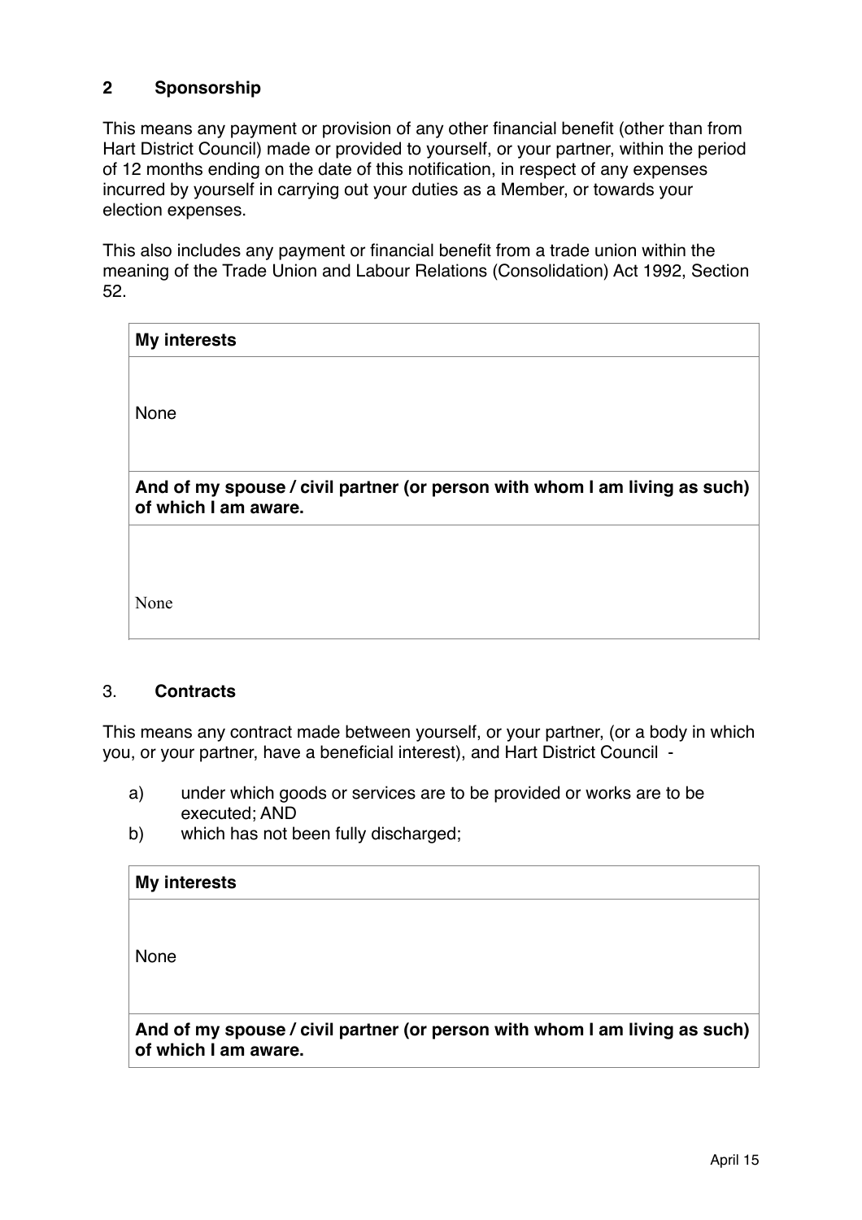## 2 Sponsorship

This means any payment or provision of any other financial benefit (other than from Hart District Council) made or provided to yourself, or your partner, within the period of 12 months ending on the date of this notification, in respect of any expenses incurred by yourself in carrying out your duties as a Member, or towards your election expenses.

This also includes any payment or financial benefit from a trade union within the meaning of the Trade Union and Labour Relations (Consolidation) Act 1992, Section 52.

| **My interests** |
| --- |
| None |
| **And of my spouse / civil partner (or person with whom I am living as such) of which I am aware.** |
| None |

## 3. Contracts

This means any contract made between yourself, or your partner, (or a body in which you, or your partner, have a beneficial interest), and Hart District Council -

a) under which goods or services are to be provided or works are to be executed; AND
b) which has not been fully discharged;

| **My interests** |
| --- |
| None |
| **And of my spouse / civil partner (or person with whom I am living as such) of which I am aware.** |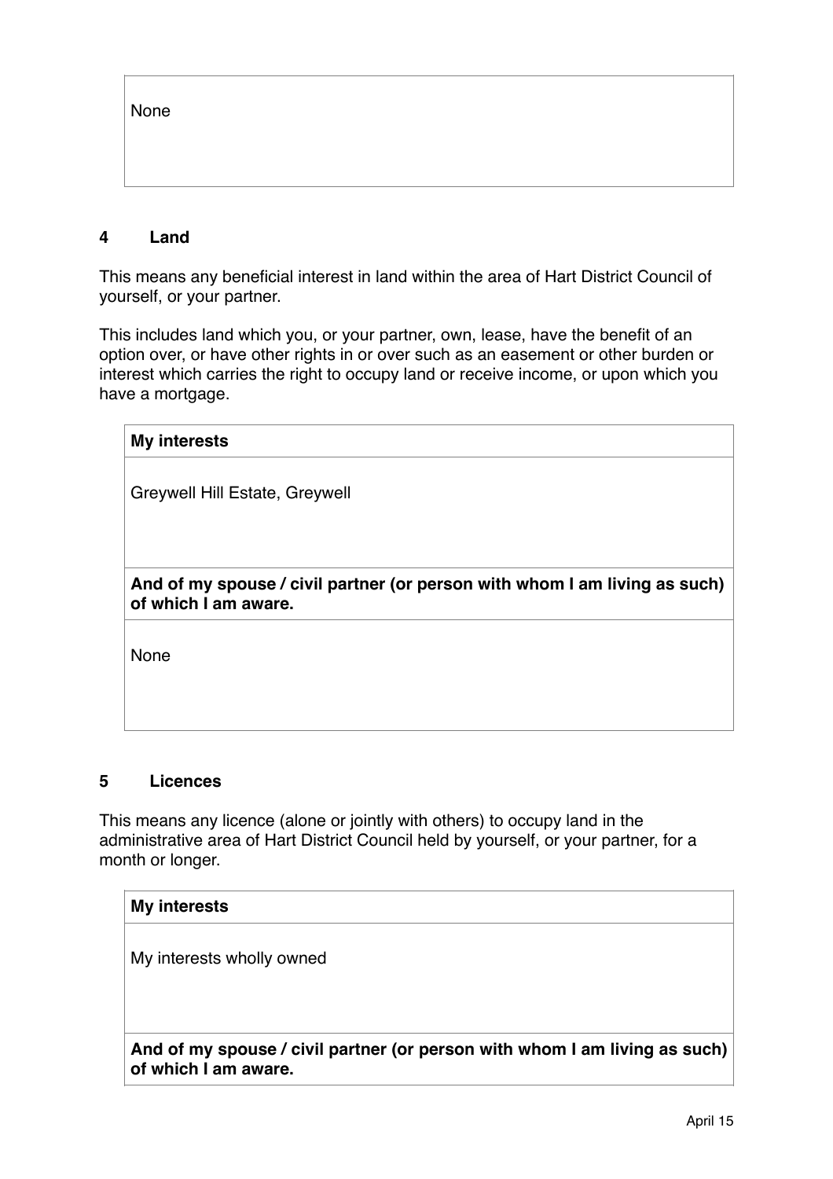| |
|---|
| None |

## 4 Land

This means any beneficial interest in land within the area of Hart District Council of yourself, or your partner.

This includes land which you, or your partner, own, lease, have the benefit of an option over, or have other rights in or over such as an easement or other burden or interest which carries the right to occupy land or receive income, or upon which you have a mortgage.

| **My interests** |
|---|
| Greywell Hill Estate, Greywell |
| **And of my spouse / civil partner (or person with whom I am living as such) of which I am aware.** |
| None |

## 5 Licences

This means any licence (alone or jointly with others) to occupy land in the administrative area of Hart District Council held by yourself, or your partner, for a month or longer.

| **My interests** |
|---|
| My interests wholly owned |
| **And of my spouse / civil partner (or person with whom I am living as such) of which I am aware.** |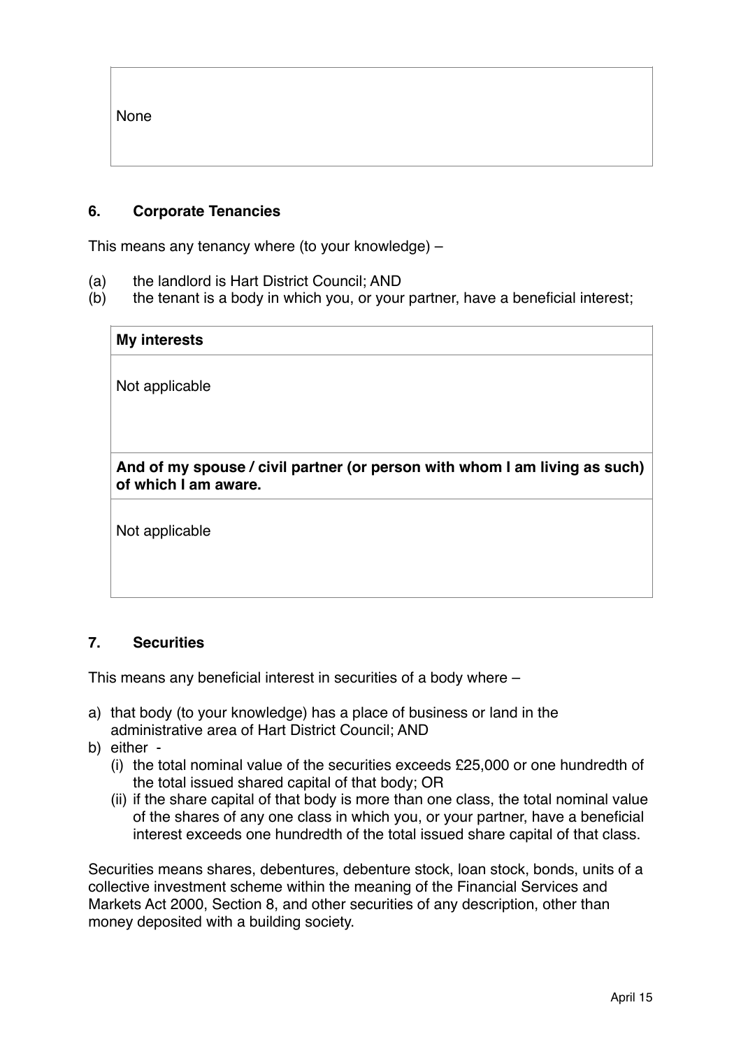| None |
|---|

## 6. Corporate Tenancies

This means any tenancy where (to your knowledge) –

(a) the landlord is Hart District Council; AND
(b) the tenant is a body in which you, or your partner, have a beneficial interest;

| **My interests** |
|---|
| Not applicable |
| **And of my spouse / civil partner (or person with whom I am living as such) of which I am aware.** |
| Not applicable |

## 7. Securities

This means any beneficial interest in securities of a body where –

a) that body (to your knowledge) has a place of business or land in the administrative area of Hart District Council; AND
b) either -
   (i) the total nominal value of the securities exceeds £25,000 or one hundredth of the total issued shared capital of that body; OR
   (ii) if the share capital of that body is more than one class, the total nominal value of the shares of any one class in which you, or your partner, have a beneficial interest exceeds one hundredth of the total issued share capital of that class.

Securities means shares, debentures, debenture stock, loan stock, bonds, units of a collective investment scheme within the meaning of the Financial Services and Markets Act 2000, Section 8, and other securities of any description, other than money deposited with a building society.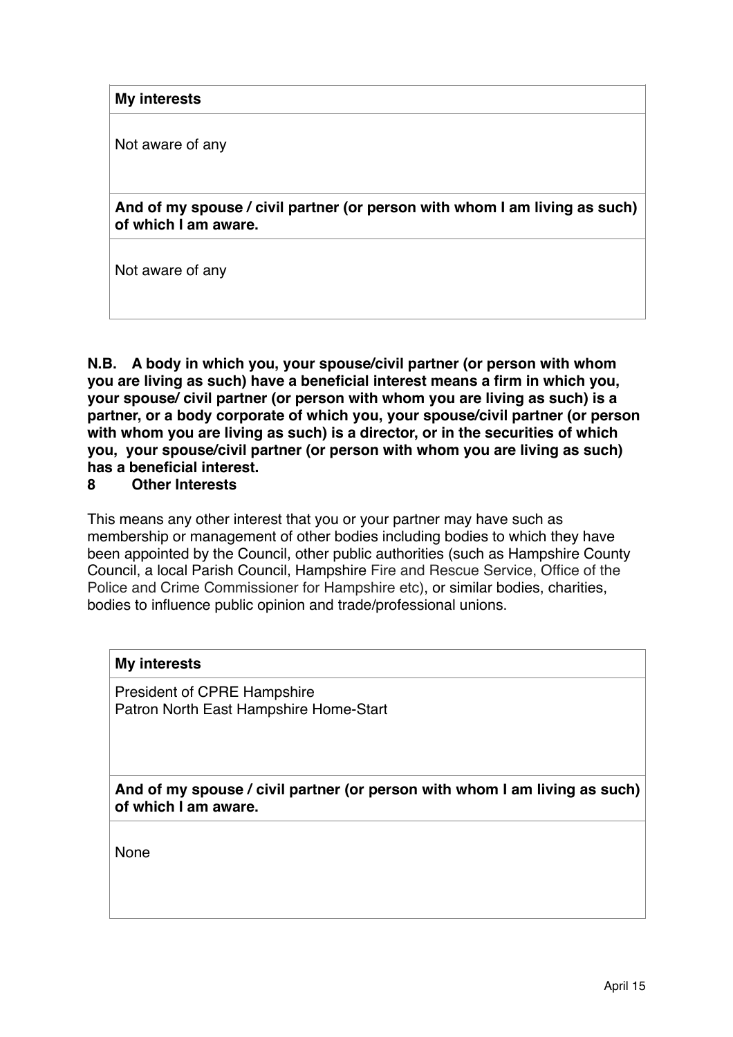| **My interests** |
| --- |
| Not aware of any |
| **And of my spouse / civil partner (or person with whom I am living as such) of which I am aware.** |
| Not aware of any |

**N.B. A body in which you, your spouse/civil partner (or person with whom you are living as such) have a beneficial interest means a firm in which you, your spouse/ civil partner (or person with whom you are living as such) is a partner, or a body corporate of which you, your spouse/civil partner (or person with whom you are living as such) is a director, or in the securities of which you, your spouse/civil partner (or person with whom you are living as such) has a beneficial interest.**

## 8 Other Interests

This means any other interest that you or your partner may have such as membership or management of other bodies including bodies to which they have been appointed by the Council, other public authorities (such as Hampshire County Council, a local Parish Council, Hampshire Fire and Rescue Service, Office of the Police and Crime Commissioner for Hampshire etc), or similar bodies, charities, bodies to influence public opinion and trade/professional unions.

| **My interests** |
| --- |
| President of CPRE Hampshire<br>Patron North East Hampshire Home-Start |
| **And of my spouse / civil partner (or person with whom I am living as such) of which I am aware.** |
| None |

April 15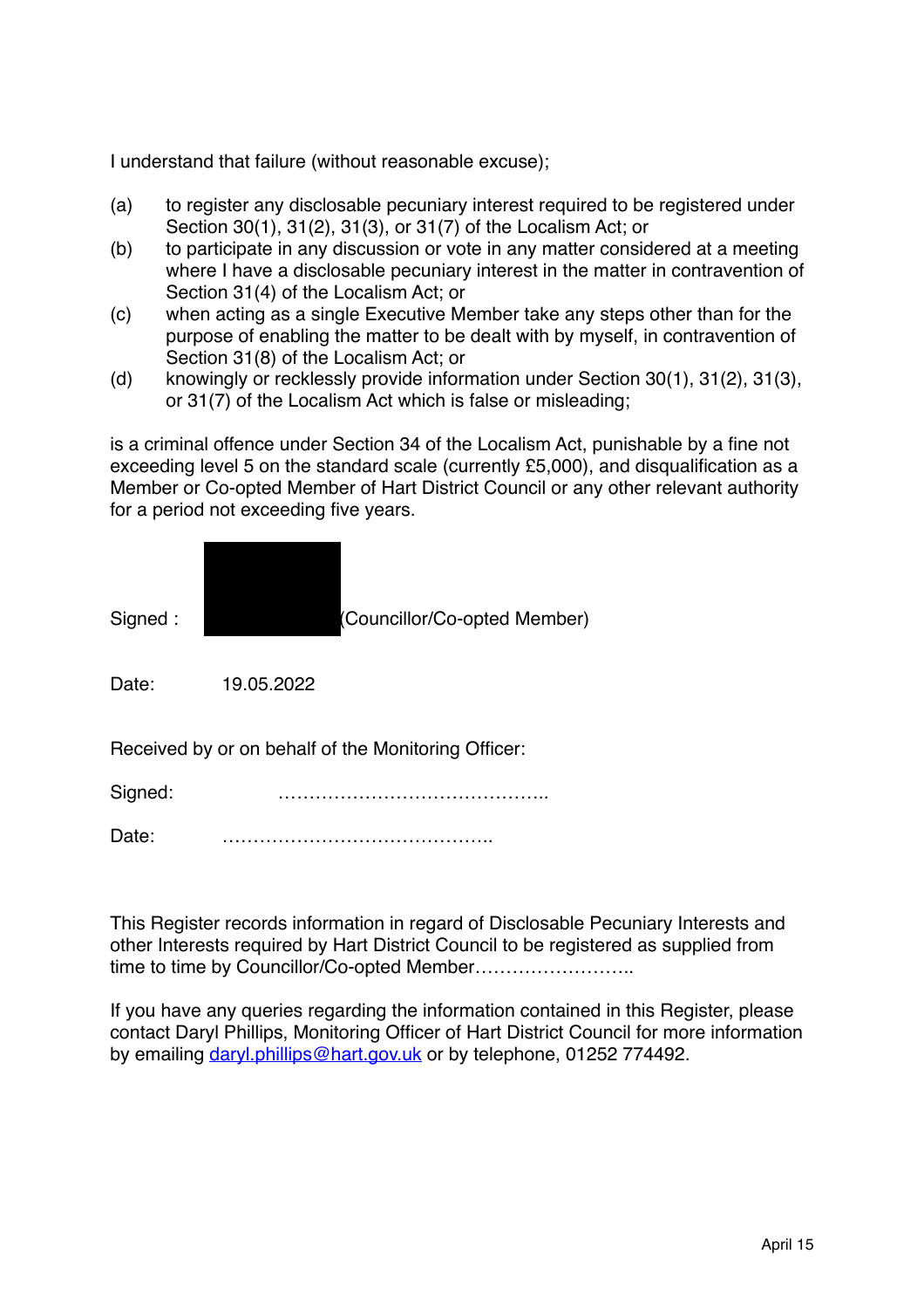I understand that failure (without reasonable excuse);

(a) to register any disclosable pecuniary interest required to be registered under Section 30(1), 31(2), 31(3), or 31(7) of the Localism Act; or
(b) to participate in any discussion or vote in any matter considered at a meeting where I have a disclosable pecuniary interest in the matter in contravention of Section 31(4) of the Localism Act; or
(c) when acting as a single Executive Member take any steps other than for the purpose of enabling the matter to be dealt with by myself, in contravention of Section 31(8) of the Localism Act; or
(d) knowingly or recklessly provide information under Section 30(1), 31(2), 31(3), or 31(7) of the Localism Act which is false or misleading;

is a criminal offence under Section 34 of the Localism Act, punishable by a fine not exceeding level 5 on the standard scale (currently £5,000), and disqualification as a Member or Co-opted Member of Hart District Council or any other relevant authority for a period not exceeding five years.

Signed : [REDACTED] (Councillor/Co-opted Member)

Date: 19.05.2022

Received by or on behalf of the Monitoring Officer:

Signed: ……………………………………..

Date: ……………………………………..

This Register records information in regard of Disclosable Pecuniary Interests and other Interests required by Hart District Council to be registered as supplied from time to time by Councillor/Co-opted Member……………………..

If you have any queries regarding the information contained in this Register, please contact Daryl Phillips, Monitoring Officer of Hart District Council for more information by emailing daryl.phillips@hart.gov.uk or by telephone, 01252 774492.

April 15